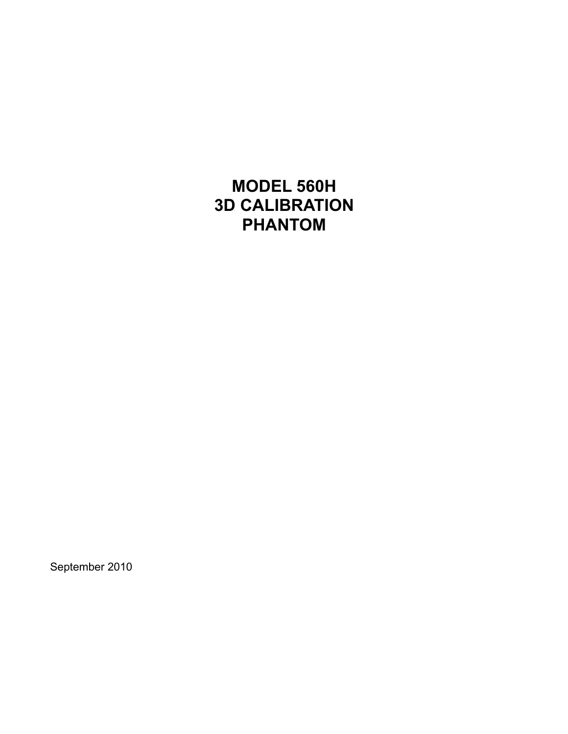# MODEL 560H
# 3D CALIBRATION
# PHANTOM

September 2010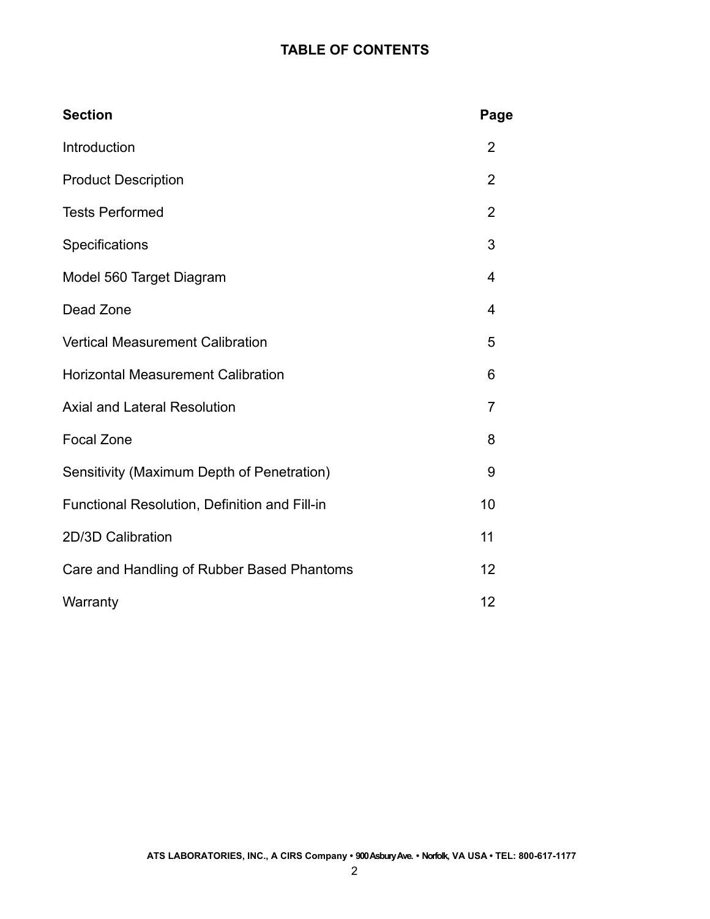# TABLE OF CONTENTS

| Section | Page |
|---|---|
| Introduction | 2 |
| Product Description | 2 |
| Tests Performed | 2 |
| Specifications | 3 |
| Model 560 Target Diagram | 4 |
| Dead Zone | 4 |
| Vertical Measurement Calibration | 5 |
| Horizontal Measurement Calibration | 6 |
| Axial and Lateral Resolution | 7 |
| Focal Zone | 8 |
| Sensitivity (Maximum Depth of Penetration) | 9 |
| Functional Resolution, Definition and Fill-in | 10 |
| 2D/3D Calibration | 11 |
| Care and Handling of Rubber Based Phantoms | 12 |
| Warranty | 12 |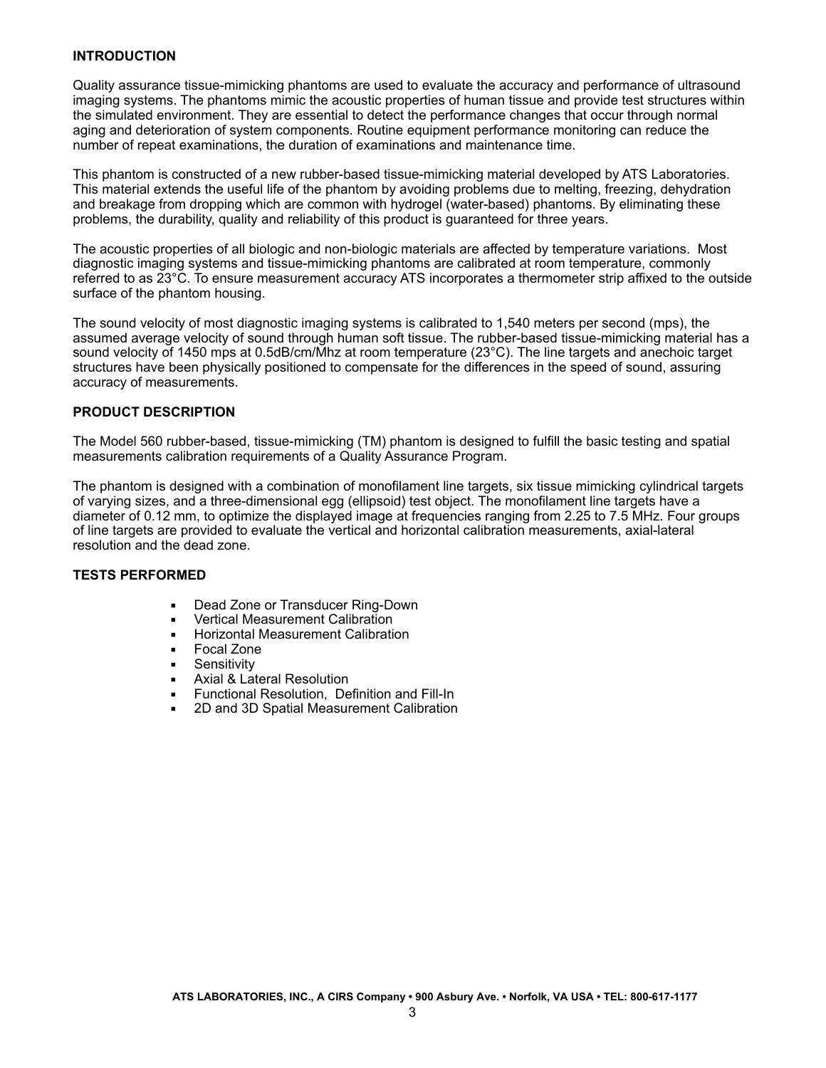## INTRODUCTION

Quality assurance tissue-mimicking phantoms are used to evaluate the accuracy and performance of ultrasound imaging systems. The phantoms mimic the acoustic properties of human tissue and provide test structures within the simulated environment. They are essential to detect the performance changes that occur through normal aging and deterioration of system components. Routine equipment performance monitoring can reduce the number of repeat examinations, the duration of examinations and maintenance time.

This phantom is constructed of a new rubber-based tissue-mimicking material developed by ATS Laboratories. This material extends the useful life of the phantom by avoiding problems due to melting, freezing, dehydration and breakage from dropping which are common with hydrogel (water-based) phantoms. By eliminating these problems, the durability, quality and reliability of this product is guaranteed for three years.

The acoustic properties of all biologic and non-biologic materials are affected by temperature variations. Most diagnostic imaging systems and tissue-mimicking phantoms are calibrated at room temperature, commonly referred to as 23°C. To ensure measurement accuracy ATS incorporates a thermometer strip affixed to the outside surface of the phantom housing.

The sound velocity of most diagnostic imaging systems is calibrated to 1,540 meters per second (mps), the assumed average velocity of sound through human soft tissue. The rubber-based tissue-mimicking material has a sound velocity of 1450 mps at 0.5dB/cm/Mhz at room temperature (23°C). The line targets and anechoic target structures have been physically positioned to compensate for the differences in the speed of sound, assuring accuracy of measurements.

## PRODUCT DESCRIPTION

The Model 560 rubber-based, tissue-mimicking (TM) phantom is designed to fulfill the basic testing and spatial measurements calibration requirements of a Quality Assurance Program.

The phantom is designed with a combination of monofilament line targets, six tissue mimicking cylindrical targets of varying sizes, and a three-dimensional egg (ellipsoid) test object. The monofilament line targets have a diameter of 0.12 mm, to optimize the displayed image at frequencies ranging from 2.25 to 7.5 MHz. Four groups of line targets are provided to evaluate the vertical and horizontal calibration measurements, axial-lateral resolution and the dead zone.

## TESTS PERFORMED

- Dead Zone or Transducer Ring-Down
- Vertical Measurement Calibration
- Horizontal Measurement Calibration
- Focal Zone
- Sensitivity
- Axial & Lateral Resolution
- Functional Resolution, Definition and Fill-In
- 2D and 3D Spatial Measurement Calibration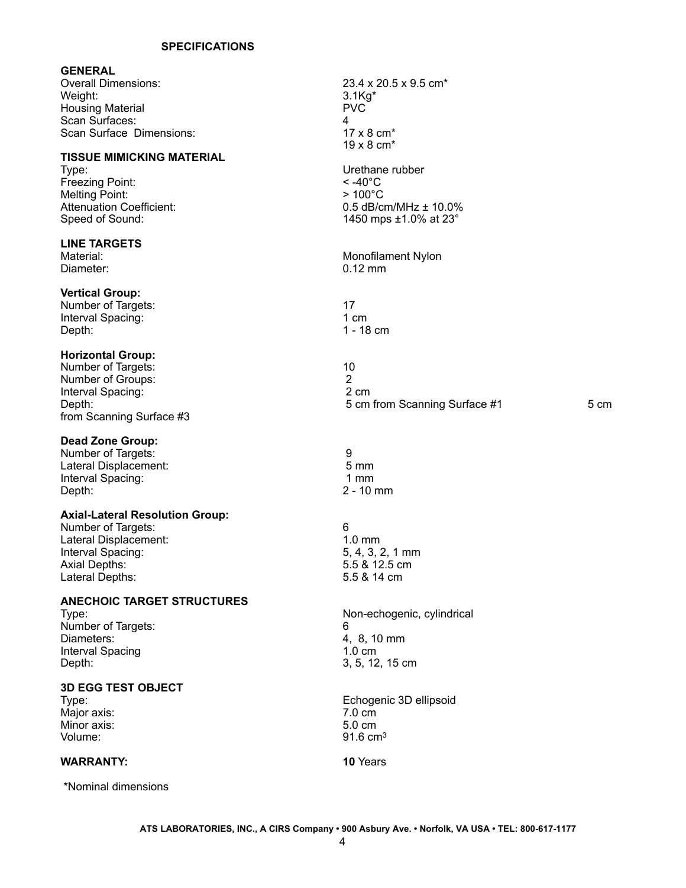## SPECIFICATIONS

### GENERAL

| | |
|---|---|
| Overall Dimensions: | 23.4 x 20.5 x 9.5 cm* |
| Weight: | 3.1Kg* |
| Housing Material | PVC |
| Scan Surfaces: | 4 |
| Scan Surface Dimensions: | 17 x 8 cm*<br>19 x 8 cm* |

### TISSUE MIMICKING MATERIAL

| | |
|---|---|
| Type: | Urethane rubber |
| Freezing Point: | < -40°C |
| Melting Point: | > 100°C |
| Attenuation Coefficient: | 0.5 dB/cm/MHz ± 10.0% |
| Speed of Sound: | 1450 mps ±1.0% at 23° |

### LINE TARGETS

| | |
|---|---|
| Material: | Monofilament Nylon |
| Diameter: | 0.12 mm |

**Vertical Group:**

| | |
|---|---|
| Number of Targets: | 17 |
| Interval Spacing: | 1 cm |
| Depth: | 1 - 18 cm |

**Horizontal Group:**

| | |
|---|---|
| Number of Targets: | 10 |
| Number of Groups: | 2 |
| Interval Spacing: | 2 cm |
| Depth: | 5 cm from Scanning Surface #1 5 cm from Scanning Surface #3 |

**Dead Zone Group:**

| | |
|---|---|
| Number of Targets: | 9 |
| Lateral Displacement: | 5 mm |
| Interval Spacing: | 1 mm |
| Depth: | 2 - 10 mm |

**Axial-Lateral Resolution Group:**

| | |
|---|---|
| Number of Targets: | 6 |
| Lateral Displacement: | 1.0 mm |
| Interval Spacing: | 5, 4, 3, 2, 1 mm |
| Axial Depths: | 5.5 & 12.5 cm |
| Lateral Depths: | 5.5 & 14 cm |

### ANECHOIC TARGET STRUCTURES

| | |
|---|---|
| Type: | Non-echogenic, cylindrical |
| Number of Targets: | 6 |
| Diameters: | 4, 8, 10 mm |
| Interval Spacing | 1.0 cm |
| Depth: | 3, 5, 12, 15 cm |

### 3D EGG TEST OBJECT

| | |
|---|---|
| Type: | Echogenic 3D ellipsoid |
| Major axis: | 7.0 cm |
| Minor axis: | 5.0 cm |
| Volume: | 91.6 $cm^3$ |

### WARRANTY: **10** Years

*Nominal dimensions

**ATS LABORATORIES, INC., A CIRS Company • 900 Asbury Ave. • Norfolk, VA USA • TEL: 800-617-1177**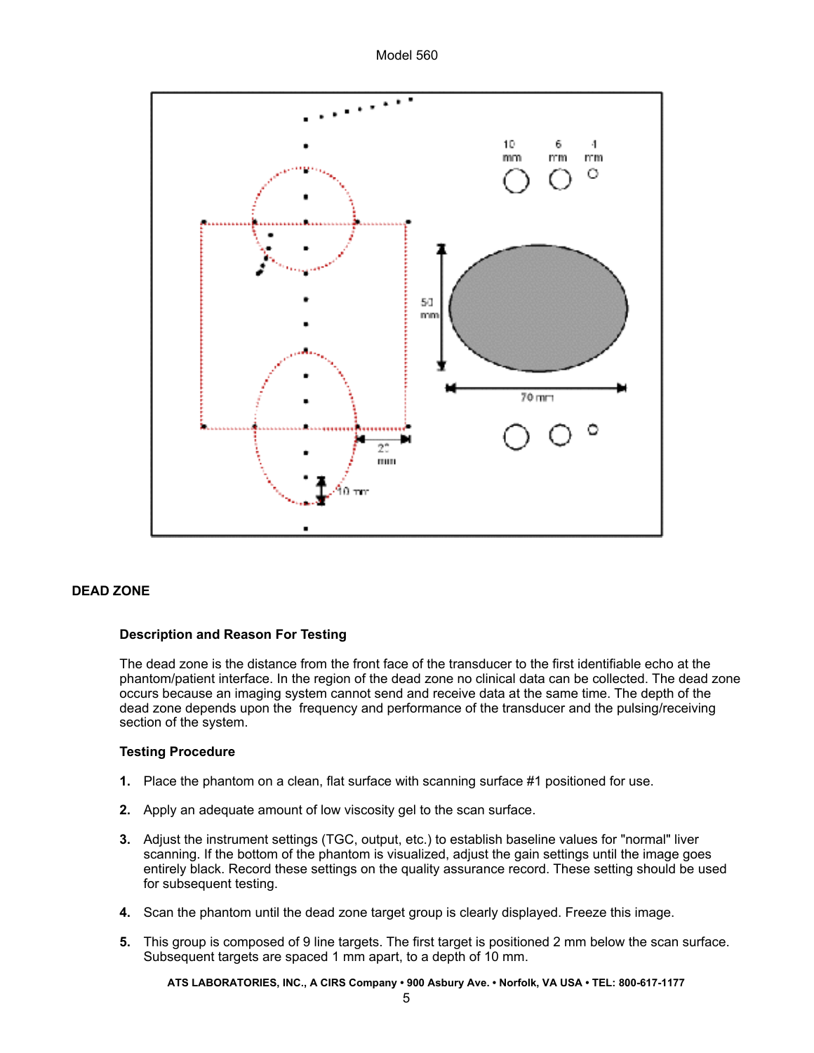## DEAD ZONE

### Description and Reason For Testing

The dead zone is the distance from the front face of the transducer to the first identifiable echo at the phantom/patient interface. In the region of the dead zone no clinical data can be collected. The dead zone occurs because an imaging system cannot send and receive data at the same time. The depth of the dead zone depends upon the frequency and performance of the transducer and the pulsing/receiving section of the system.

### Testing Procedure

1. Place the phantom on a clean, flat surface with scanning surface #1 positioned for use.
2. Apply an adequate amount of low viscosity gel to the scan surface.
3. Adjust the instrument settings (TGC, output, etc.) to establish baseline values for "normal" liver scanning. If the bottom of the phantom is visualized, adjust the gain settings until the image goes entirely black. Record these settings on the quality assurance record. These setting should be used for subsequent testing.
4. Scan the phantom until the dead zone target group is clearly displayed. Freeze this image.
5. This group is composed of 9 line targets. The first target is positioned 2 mm below the scan surface. Subsequent targets are spaced 1 mm apart, to a depth of 10 mm.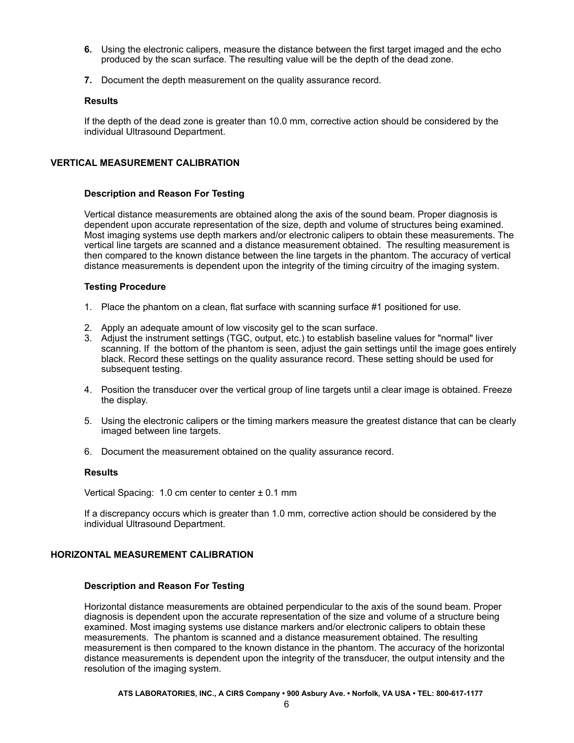6. Using the electronic calipers, measure the distance between the first target imaged and the echo produced by the scan surface. The resulting value will be the depth of the dead zone.

7. Document the depth measurement on the quality assurance record.

**Results**

If the depth of the dead zone is greater than 10.0 mm, corrective action should be considered by the individual Ultrasound Department.

## VERTICAL MEASUREMENT CALIBRATION

**Description and Reason For Testing**

Vertical distance measurements are obtained along the axis of the sound beam. Proper diagnosis is dependent upon accurate representation of the size, depth and volume of structures being examined. Most imaging systems use depth markers and/or electronic calipers to obtain these measurements. The vertical line targets are scanned and a distance measurement obtained. The resulting measurement is then compared to the known distance between the line targets in the phantom. The accuracy of vertical distance measurements is dependent upon the integrity of the timing circuitry of the imaging system.

**Testing Procedure**

1. Place the phantom on a clean, flat surface with scanning surface #1 positioned for use.
2. Apply an adequate amount of low viscosity gel to the scan surface.
3. Adjust the instrument settings (TGC, output, etc.) to establish baseline values for "normal" liver scanning. If the bottom of the phantom is seen, adjust the gain settings until the image goes entirely black. Record these settings on the quality assurance record. These setting should be used for subsequent testing.
4. Position the transducer over the vertical group of line targets until a clear image is obtained. Freeze the display.
5. Using the electronic calipers or the timing markers measure the greatest distance that can be clearly imaged between line targets.
6. Document the measurement obtained on the quality assurance record.

**Results**

Vertical Spacing: 1.0 cm center to center ± 0.1 mm

If a discrepancy occurs which is greater than 1.0 mm, corrective action should be considered by the individual Ultrasound Department.

## HORIZONTAL MEASUREMENT CALIBRATION

**Description and Reason For Testing**

Horizontal distance measurements are obtained perpendicular to the axis of the sound beam. Proper diagnosis is dependent upon the accurate representation of the size and volume of a structure being examined. Most imaging systems use distance markers and/or electronic calipers to obtain these measurements. The phantom is scanned and a distance measurement obtained. The resulting measurement is then compared to the known distance in the phantom. The accuracy of the horizontal distance measurements is dependent upon the integrity of the transducer, the output intensity and the resolution of the imaging system.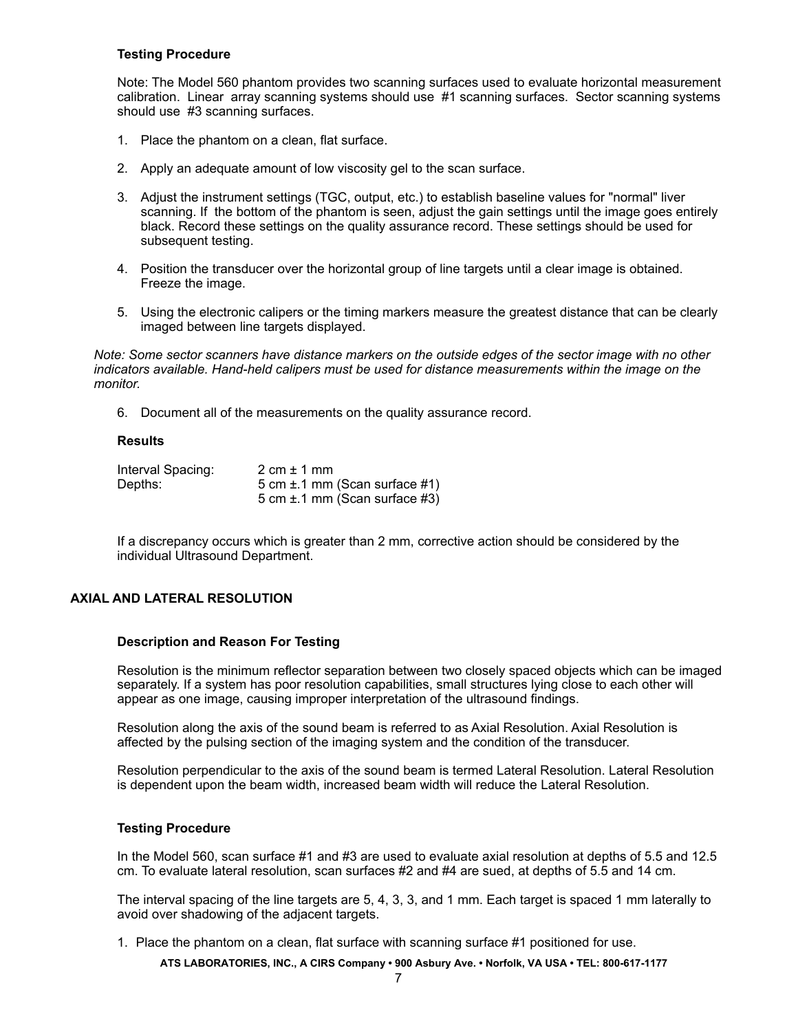### Testing Procedure

Note: The Model 560 phantom provides two scanning surfaces used to evaluate horizontal measurement calibration. Linear array scanning systems should use #1 scanning surfaces. Sector scanning systems should use #3 scanning surfaces.

1. Place the phantom on a clean, flat surface.
2. Apply an adequate amount of low viscosity gel to the scan surface.
3. Adjust the instrument settings (TGC, output, etc.) to establish baseline values for "normal" liver scanning. If the bottom of the phantom is seen, adjust the gain settings until the image goes entirely black. Record these settings on the quality assurance record. These settings should be used for subsequent testing.
4. Position the transducer over the horizontal group of line targets until a clear image is obtained. Freeze the image.
5. Using the electronic calipers or the timing markers measure the greatest distance that can be clearly imaged between line targets displayed.

*Note: Some sector scanners have distance markers on the outside edges of the sector image with no other indicators available. Hand-held calipers must be used for distance measurements within the image on the monitor.*

6. Document all of the measurements on the quality assurance record.

### Results

| | |
|---|---|
| Interval Spacing: | 2 cm ± 1 mm |
| Depths: | 5 cm ±.1 mm (Scan surface #1) |
| | 5 cm ±.1 mm (Scan surface #3) |

If a discrepancy occurs which is greater than 2 mm, corrective action should be considered by the individual Ultrasound Department.

## AXIAL AND LATERAL RESOLUTION

### Description and Reason For Testing

Resolution is the minimum reflector separation between two closely spaced objects which can be imaged separately. If a system has poor resolution capabilities, small structures lying close to each other will appear as one image, causing improper interpretation of the ultrasound findings.

Resolution along the axis of the sound beam is referred to as Axial Resolution. Axial Resolution is affected by the pulsing section of the imaging system and the condition of the transducer.

Resolution perpendicular to the axis of the sound beam is termed Lateral Resolution. Lateral Resolution is dependent upon the beam width, increased beam width will reduce the Lateral Resolution.

### Testing Procedure

In the Model 560, scan surface #1 and #3 are used to evaluate axial resolution at depths of 5.5 and 12.5 cm. To evaluate lateral resolution, scan surfaces #2 and #4 are sued, at depths of 5.5 and 14 cm.

The interval spacing of the line targets are 5, 4, 3, 3, and 1 mm. Each target is spaced 1 mm laterally to avoid over shadowing of the adjacent targets.

1. Place the phantom on a clean, flat surface with scanning surface #1 positioned for use.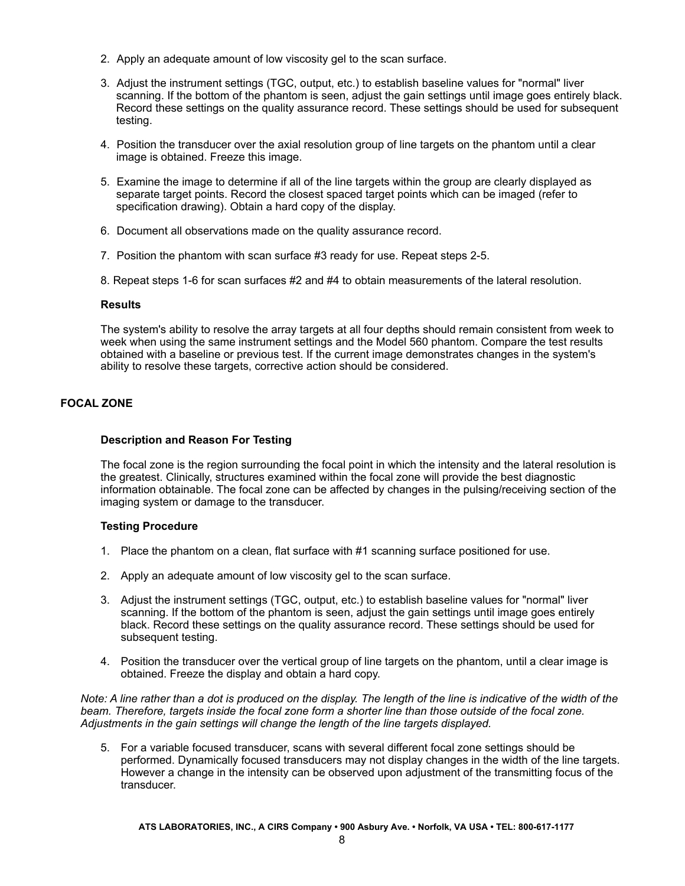2. Apply an adequate amount of low viscosity gel to the scan surface.

3. Adjust the instrument settings (TGC, output, etc.) to establish baseline values for "normal" liver scanning. If the bottom of the phantom is seen, adjust the gain settings until image goes entirely black. Record these settings on the quality assurance record. These settings should be used for subsequent testing.

4. Position the transducer over the axial resolution group of line targets on the phantom until a clear image is obtained. Freeze this image.

5. Examine the image to determine if all of the line targets within the group are clearly displayed as separate target points. Record the closest spaced target points which can be imaged (refer to specification drawing). Obtain a hard copy of the display.

6. Document all observations made on the quality assurance record.

7. Position the phantom with scan surface #3 ready for use. Repeat steps 2-5.

8. Repeat steps 1-6 for scan surfaces #2 and #4 to obtain measurements of the lateral resolution.

### Results

The system's ability to resolve the array targets at all four depths should remain consistent from week to week when using the same instrument settings and the Model 560 phantom. Compare the test results obtained with a baseline or previous test. If the current image demonstrates changes in the system's ability to resolve these targets, corrective action should be considered.

## FOCAL ZONE

### Description and Reason For Testing

The focal zone is the region surrounding the focal point in which the intensity and the lateral resolution is the greatest. Clinically, structures examined within the focal zone will provide the best diagnostic information obtainable. The focal zone can be affected by changes in the pulsing/receiving section of the imaging system or damage to the transducer.

### Testing Procedure

1. Place the phantom on a clean, flat surface with #1 scanning surface positioned for use.

2. Apply an adequate amount of low viscosity gel to the scan surface.

3. Adjust the instrument settings (TGC, output, etc.) to establish baseline values for "normal" liver scanning. If the bottom of the phantom is seen, adjust the gain settings until image goes entirely black. Record these settings on the quality assurance record. These settings should be used for subsequent testing.

4. Position the transducer over the vertical group of line targets on the phantom, until a clear image is obtained. Freeze the display and obtain a hard copy.

*Note: A line rather than a dot is produced on the display. The length of the line is indicative of the width of the beam. Therefore, targets inside the focal zone form a shorter line than those outside of the focal zone. Adjustments in the gain settings will change the length of the line targets displayed.*

5. For a variable focused transducer, scans with several different focal zone settings should be performed. Dynamically focused transducers may not display changes in the width of the line targets. However a change in the intensity can be observed upon adjustment of the transmitting focus of the transducer.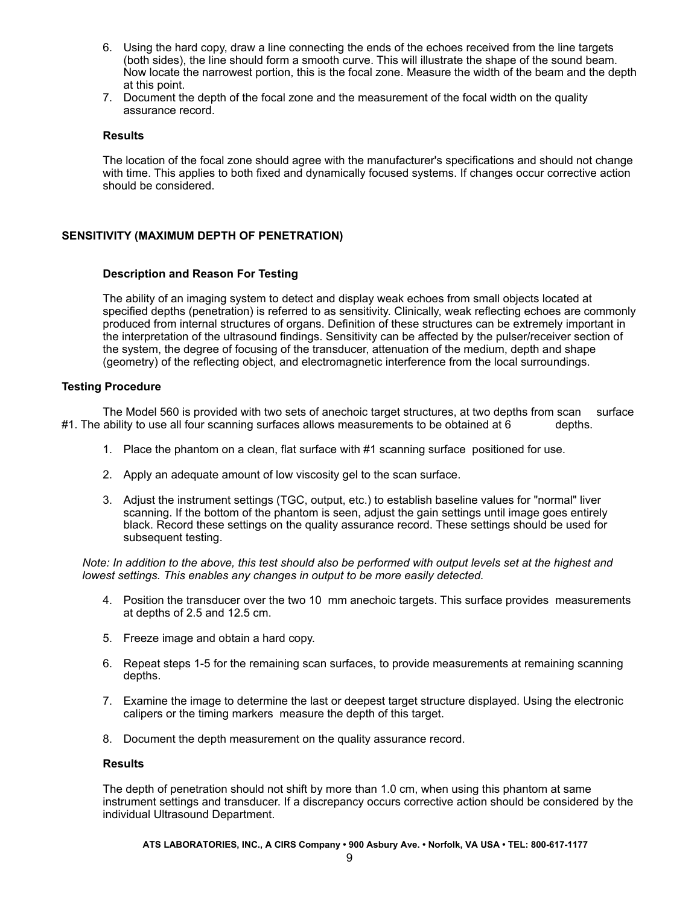6. Using the hard copy, draw a line connecting the ends of the echoes received from the line targets (both sides), the line should form a smooth curve. This will illustrate the shape of the sound beam. Now locate the narrowest portion, this is the focal zone. Measure the width of the beam and the depth at this point.
7. Document the depth of the focal zone and the measurement of the focal width on the quality assurance record.

**Results**

The location of the focal zone should agree with the manufacturer's specifications and should not change with time. This applies to both fixed and dynamically focused systems. If changes occur corrective action should be considered.

## SENSITIVITY (MAXIMUM DEPTH OF PENETRATION)

**Description and Reason For Testing**

The ability of an imaging system to detect and display weak echoes from small objects located at specified depths (penetration) is referred to as sensitivity. Clinically, weak reflecting echoes are commonly produced from internal structures of organs. Definition of these structures can be extremely important in the interpretation of the ultrasound findings. Sensitivity can be affected by the pulser/receiver section of the system, the degree of focusing of the transducer, attenuation of the medium, depth and shape (geometry) of the reflecting object, and electromagnetic interference from the local surroundings.

**Testing Procedure**

The Model 560 is provided with two sets of anechoic target structures, at two depths from scan surface #1. The ability to use all four scanning surfaces allows measurements to be obtained at 6 depths.

1. Place the phantom on a clean, flat surface with #1 scanning surface positioned for use.

2. Apply an adequate amount of low viscosity gel to the scan surface.

3. Adjust the instrument settings (TGC, output, etc.) to establish baseline values for "normal" liver scanning. If the bottom of the phantom is seen, adjust the gain settings until image goes entirely black. Record these settings on the quality assurance record. These settings should be used for subsequent testing.

*Note: In addition to the above, this test should also be performed with output levels set at the highest and lowest settings. This enables any changes in output to be more easily detected.*

4. Position the transducer over the two 10 mm anechoic targets. This surface provides measurements at depths of 2.5 and 12.5 cm.

5. Freeze image and obtain a hard copy.

6. Repeat steps 1-5 for the remaining scan surfaces, to provide measurements at remaining scanning depths.

7. Examine the image to determine the last or deepest target structure displayed. Using the electronic calipers or the timing markers measure the depth of this target.

8. Document the depth measurement on the quality assurance record.

**Results**

The depth of penetration should not shift by more than 1.0 cm, when using this phantom at same instrument settings and transducer. If a discrepancy occurs corrective action should be considered by the individual Ultrasound Department.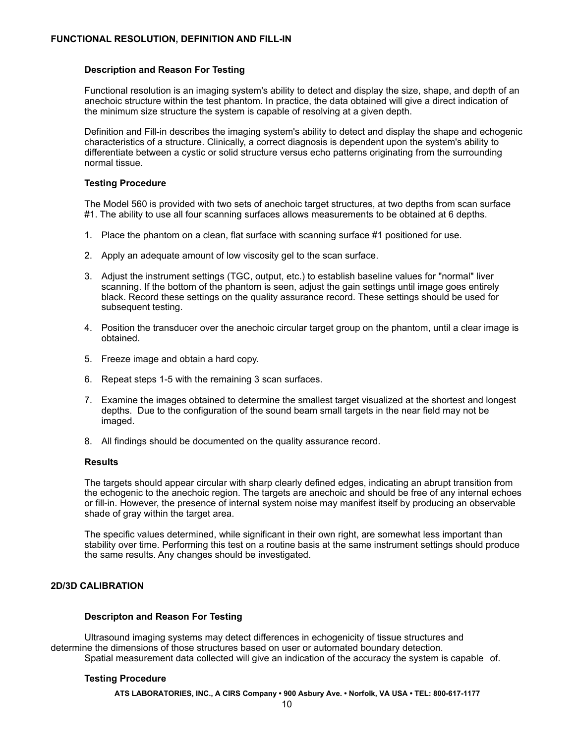## FUNCTIONAL RESOLUTION, DEFINITION AND FILL-IN

### Description and Reason For Testing

Functional resolution is an imaging system's ability to detect and display the size, shape, and depth of an anechoic structure within the test phantom. In practice, the data obtained will give a direct indication of the minimum size structure the system is capable of resolving at a given depth.

Definition and Fill-in describes the imaging system's ability to detect and display the shape and echogenic characteristics of a structure. Clinically, a correct diagnosis is dependent upon the system's ability to differentiate between a cystic or solid structure versus echo patterns originating from the surrounding normal tissue.

### Testing Procedure

The Model 560 is provided with two sets of anechoic target structures, at two depths from scan surface #1. The ability to use all four scanning surfaces allows measurements to be obtained at 6 depths.

1. Place the phantom on a clean, flat surface with scanning surface #1 positioned for use.
2. Apply an adequate amount of low viscosity gel to the scan surface.
3. Adjust the instrument settings (TGC, output, etc.) to establish baseline values for "normal" liver scanning. If the bottom of the phantom is seen, adjust the gain settings until image goes entirely black. Record these settings on the quality assurance record. These settings should be used for subsequent testing.
4. Position the transducer over the anechoic circular target group on the phantom, until a clear image is obtained.
5. Freeze image and obtain a hard copy.
6. Repeat steps 1-5 with the remaining 3 scan surfaces.
7. Examine the images obtained to determine the smallest target visualized at the shortest and longest depths. Due to the configuration of the sound beam small targets in the near field may not be imaged.
8. All findings should be documented on the quality assurance record.

### Results

The targets should appear circular with sharp clearly defined edges, indicating an abrupt transition from the echogenic to the anechoic region. The targets are anechoic and should be free of any internal echoes or fill-in. However, the presence of internal system noise may manifest itself by producing an observable shade of gray within the target area.

The specific values determined, while significant in their own right, are somewhat less important than stability over time. Performing this test on a routine basis at the same instrument settings should produce the same results. Any changes should be investigated.

## 2D/3D CALIBRATION

### Descripton and Reason For Testing

Ultrasound imaging systems may detect differences in echogenicity of tissue structures and determine the dimensions of those structures based on user or automated boundary detection.
Spatial measurement data collected will give an indication of the accuracy the system is capable of.

### Testing Procedure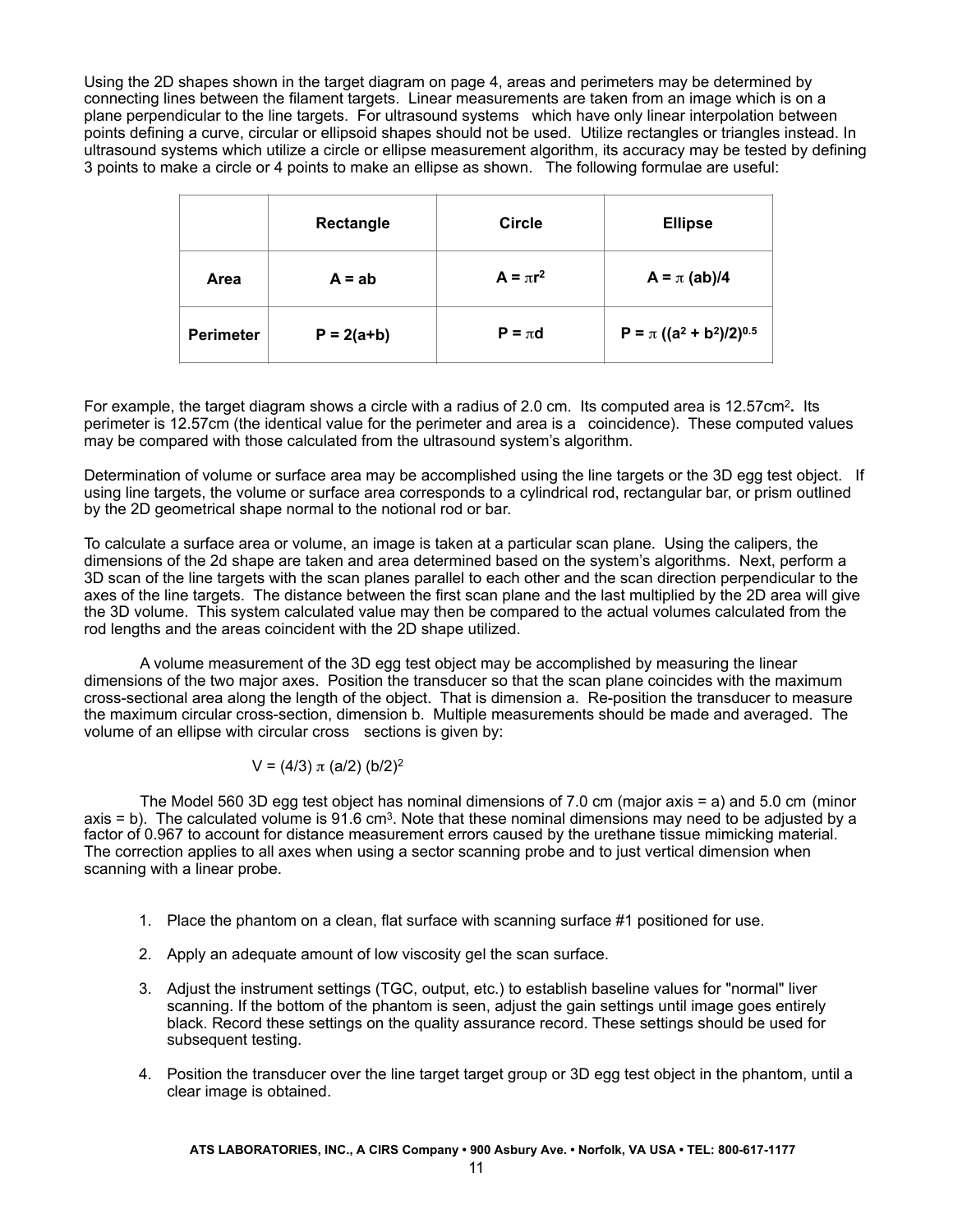Using the 2D shapes shown in the target diagram on page 4, areas and perimeters may be determined by connecting lines between the filament targets. Linear measurements are taken from an image which is on a plane perpendicular to the line targets. For ultrasound systems which have only linear interpolation between points defining a curve, circular or ellipsoid shapes should not be used. Utilize rectangles or triangles instead. In ultrasound systems which utilize a circle or ellipse measurement algorithm, its accuracy may be tested by defining 3 points to make a circle or 4 points to make an ellipse as shown. The following formulae are useful:

| | Rectangle | Circle | Ellipse |
|---|---|---|---|
| **Area** | $A = ab$ | $A = \pi r^2$ | $A = \pi (ab)/4$ |
| **Perimeter** | $P = 2(a+b)$ | $P = \pi d$ | $P = \pi ((a^2 + b^2)/2)^{0.5}$ |

For example, the target diagram shows a circle with a radius of 2.0 cm. Its computed area is 12.57cm$^2$**.** Its perimeter is 12.57cm (the identical value for the perimeter and area is a coincidence). These computed values may be compared with those calculated from the ultrasound system's algorithm.

Determination of volume or surface area may be accomplished using the line targets or the 3D egg test object. If using line targets, the volume or surface area corresponds to a cylindrical rod, rectangular bar, or prism outlined by the 2D geometrical shape normal to the notional rod or bar.

To calculate a surface area or volume, an image is taken at a particular scan plane. Using the calipers, the dimensions of the 2d shape are taken and area determined based on the system's algorithms. Next, perform a 3D scan of the line targets with the scan planes parallel to each other and the scan direction perpendicular to the axes of the line targets. The distance between the first scan plane and the last multiplied by the 2D area will give the 3D volume. This system calculated value may then be compared to the actual volumes calculated from the rod lengths and the areas coincident with the 2D shape utilized.

A volume measurement of the 3D egg test object may be accomplished by measuring the linear dimensions of the two major axes. Position the transducer so that the scan plane coincides with the maximum cross-sectional area along the length of the object. That is dimension a. Re-position the transducer to measure the maximum circular cross-section, dimension b. Multiple measurements should be made and averaged. The volume of an ellipse with circular cross sections is given by:

$$V = (4/3)\,\pi\,(a/2)\,(b/2)^2$$

The Model 560 3D egg test object has nominal dimensions of 7.0 cm (major axis = a) and 5.0 cm (minor axis = b). The calculated volume is 91.6 cm$^3$. Note that these nominal dimensions may need to be adjusted by a factor of 0.967 to account for distance measurement errors caused by the urethane tissue mimicking material. The correction applies to all axes when using a sector scanning probe and to just vertical dimension when scanning with a linear probe.

1. Place the phantom on a clean, flat surface with scanning surface #1 positioned for use.
2. Apply an adequate amount of low viscosity gel the scan surface.
3. Adjust the instrument settings (TGC, output, etc.) to establish baseline values for "normal" liver scanning. If the bottom of the phantom is seen, adjust the gain settings until image goes entirely black. Record these settings on the quality assurance record. These settings should be used for subsequent testing.
4. Position the transducer over the line target target group or 3D egg test object in the phantom, until a clear image is obtained.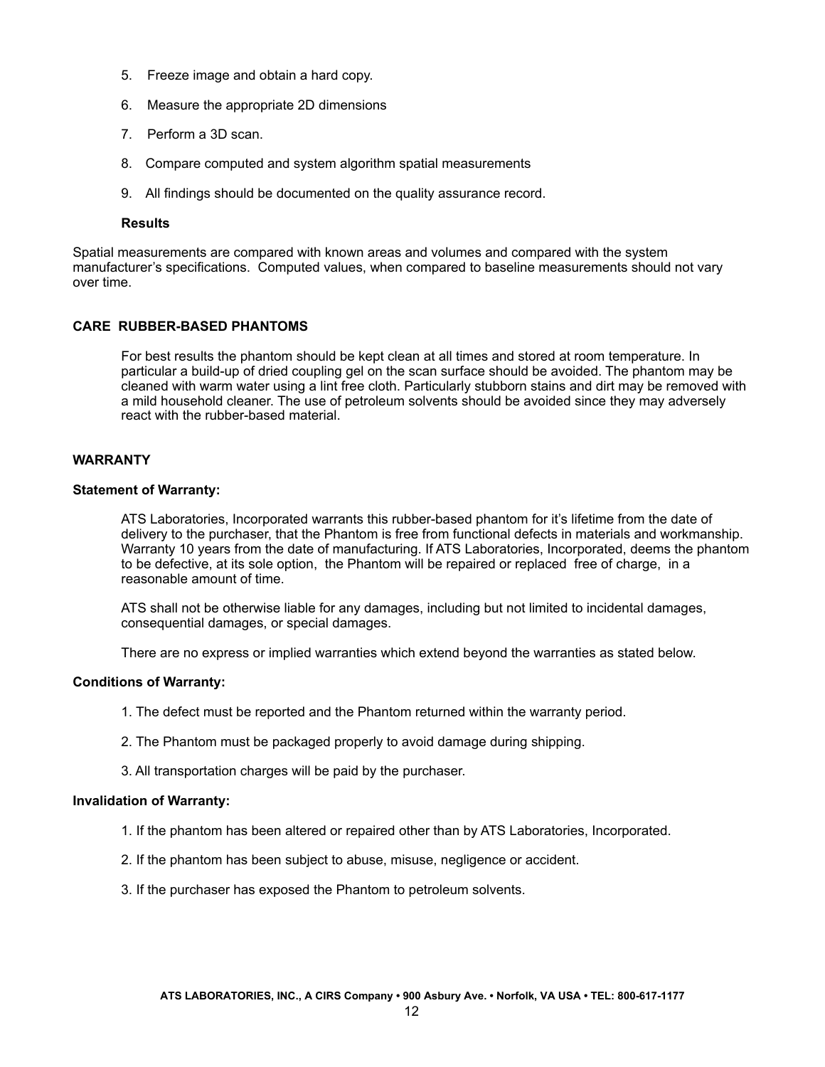5. Freeze image and obtain a hard copy.

6. Measure the appropriate 2D dimensions

7. Perform a 3D scan.

8. Compare computed and system algorithm spatial measurements

9. All findings should be documented on the quality assurance record.

**Results**

Spatial measurements are compared with known areas and volumes and compared with the system manufacturer's specifications. Computed values, when compared to baseline measurements should not vary over time.

## CARE RUBBER-BASED PHANTOMS

For best results the phantom should be kept clean at all times and stored at room temperature. In particular a build-up of dried coupling gel on the scan surface should be avoided. The phantom may be cleaned with warm water using a lint free cloth. Particularly stubborn stains and dirt may be removed with a mild household cleaner. The use of petroleum solvents should be avoided since they may adversely react with the rubber-based material.

## WARRANTY

**Statement of Warranty:**

ATS Laboratories, Incorporated warrants this rubber-based phantom for it's lifetime from the date of delivery to the purchaser, that the Phantom is free from functional defects in materials and workmanship. Warranty 10 years from the date of manufacturing. If ATS Laboratories, Incorporated, deems the phantom to be defective, at its sole option, the Phantom will be repaired or replaced free of charge, in a reasonable amount of time.

ATS shall not be otherwise liable for any damages, including but not limited to incidental damages, consequential damages, or special damages.

There are no express or implied warranties which extend beyond the warranties as stated below.

**Conditions of Warranty:**

1. The defect must be reported and the Phantom returned within the warranty period.

2. The Phantom must be packaged properly to avoid damage during shipping.

3. All transportation charges will be paid by the purchaser.

**Invalidation of Warranty:**

1. If the phantom has been altered or repaired other than by ATS Laboratories, Incorporated.

2. If the phantom has been subject to abuse, misuse, negligence or accident.

3. If the purchaser has exposed the Phantom to petroleum solvents.